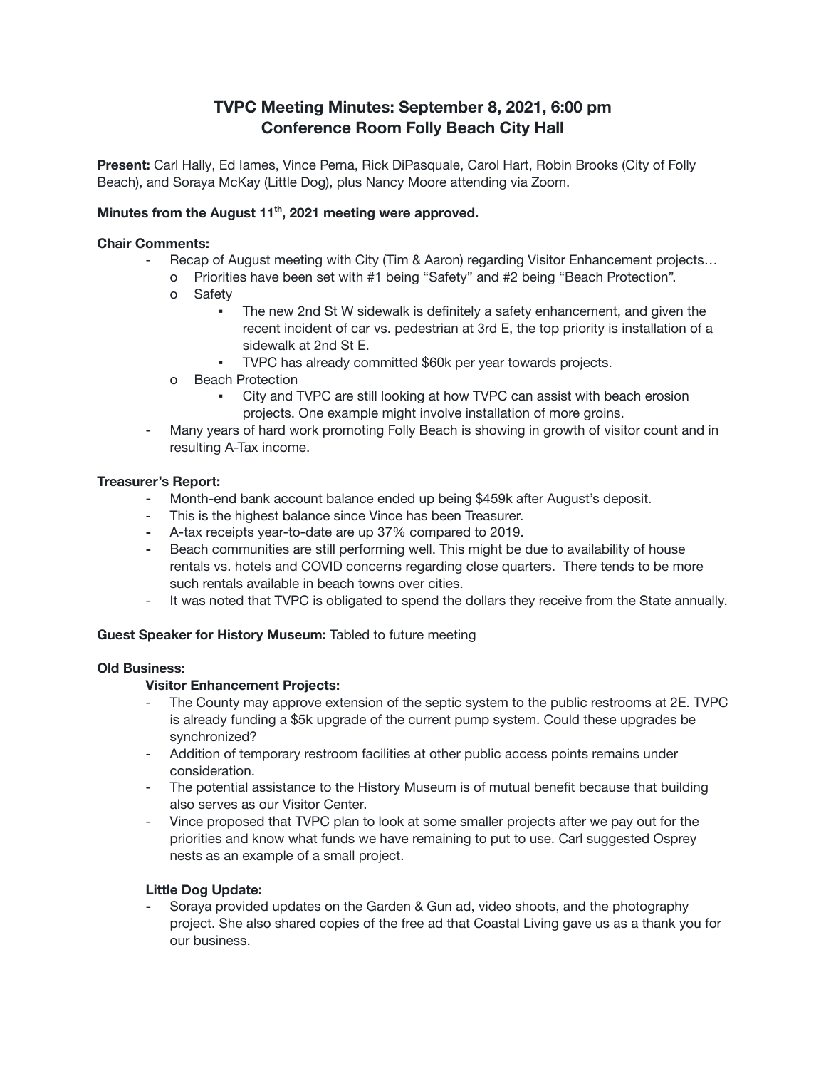# TVPC Meeting Minutes: September 8, 2021, 6:00 pm
## Conference Room Folly Beach City Hall

**Present:** Carl Hally, Ed Iames, Vince Perna, Rick DiPasquale, Carol Hart, Robin Brooks (City of Folly Beach), and Soraya McKay (Little Dog), plus Nancy Moore attending via Zoom.

**Minutes from the August 11th, 2021 meeting were approved.**

**Chair Comments:**

- Recap of August meeting with City (Tim & Aaron) regarding Visitor Enhancement projects…
  - Priorities have been set with #1 being "Safety" and #2 being "Beach Protection".
  - Safety
    - The new 2nd St W sidewalk is definitely a safety enhancement, and given the recent incident of car vs. pedestrian at 3rd E, the top priority is installation of a sidewalk at 2nd St E.
    - TVPC has already committed $60k per year towards projects.
  - Beach Protection
    - City and TVPC are still looking at how TVPC can assist with beach erosion projects. One example might involve installation of more groins.
- Many years of hard work promoting Folly Beach is showing in growth of visitor count and in resulting A-Tax income.

**Treasurer's Report:**

- Month-end bank account balance ended up being $459k after August's deposit.
- This is the highest balance since Vince has been Treasurer.
- A-tax receipts year-to-date are up 37% compared to 2019.
- Beach communities are still performing well. This might be due to availability of house rentals vs. hotels and COVID concerns regarding close quarters. There tends to be more such rentals available in beach towns over cities.
- It was noted that TVPC is obligated to spend the dollars they receive from the State annually.

**Guest Speaker for History Museum:** Tabled to future meeting

**Old Business:**

**Visitor Enhancement Projects:**

- The County may approve extension of the septic system to the public restrooms at 2E. TVPC is already funding a $5k upgrade of the current pump system. Could these upgrades be synchronized?
- Addition of temporary restroom facilities at other public access points remains under consideration.
- The potential assistance to the History Museum is of mutual benefit because that building also serves as our Visitor Center.
- Vince proposed that TVPC plan to look at some smaller projects after we pay out for the priorities and know what funds we have remaining to put to use. Carl suggested Osprey nests as an example of a small project.

**Little Dog Update:**

- Soraya provided updates on the Garden & Gun ad, video shoots, and the photography project. She also shared copies of the free ad that Coastal Living gave us as a thank you for our business.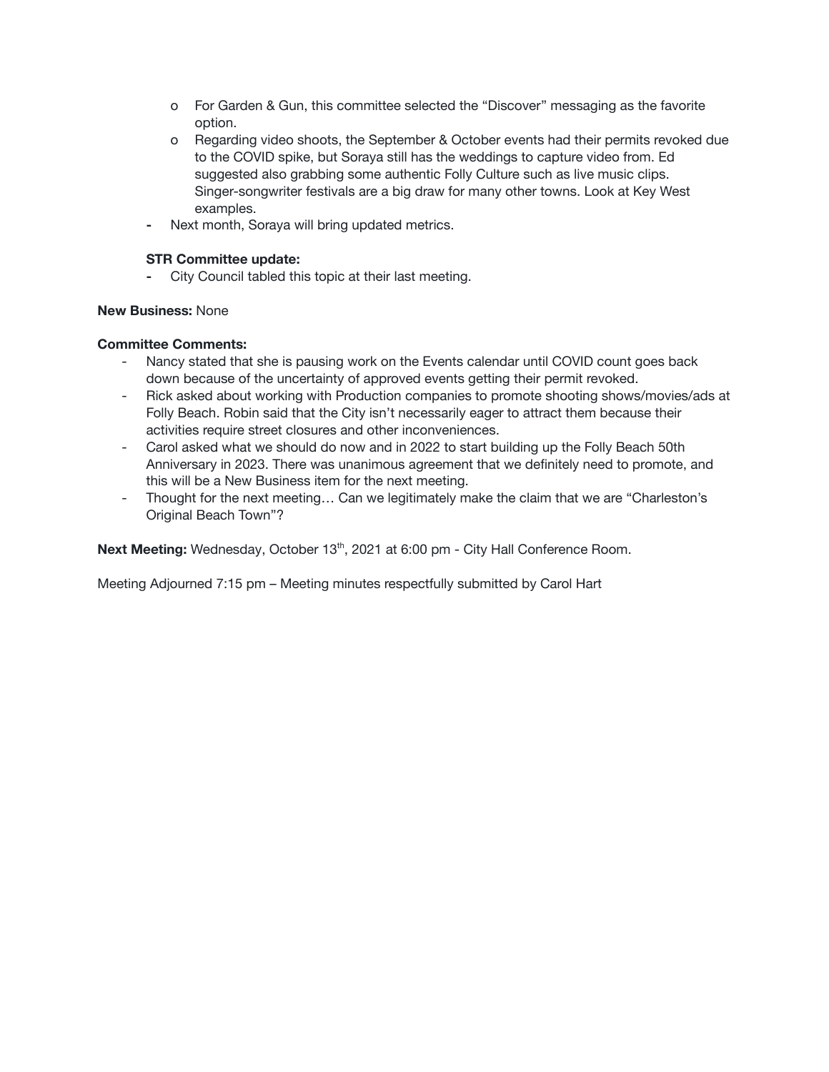- For Garden & Gun, this committee selected the "Discover" messaging as the favorite option.
  - Regarding video shoots, the September & October events had their permits revoked due to the COVID spike, but Soraya still has the weddings to capture video from. Ed suggested also grabbing some authentic Folly Culture such as live music clips. Singer-songwriter festivals are a big draw for many other towns. Look at Key West examples.
- Next month, Soraya will bring updated metrics.

**STR Committee update:**

- City Council tabled this topic at their last meeting.

**New Business:** None

**Committee Comments:**

- Nancy stated that she is pausing work on the Events calendar until COVID count goes back down because of the uncertainty of approved events getting their permit revoked.
- Rick asked about working with Production companies to promote shooting shows/movies/ads at Folly Beach. Robin said that the City isn't necessarily eager to attract them because their activities require street closures and other inconveniences.
- Carol asked what we should do now and in 2022 to start building up the Folly Beach 50th Anniversary in 2023. There was unanimous agreement that we definitely need to promote, and this will be a New Business item for the next meeting.
- Thought for the next meeting… Can we legitimately make the claim that we are "Charleston's Original Beach Town"?

**Next Meeting:** Wednesday, October 13th, 2021 at 6:00 pm - City Hall Conference Room.

Meeting Adjourned 7:15 pm – Meeting minutes respectfully submitted by Carol Hart